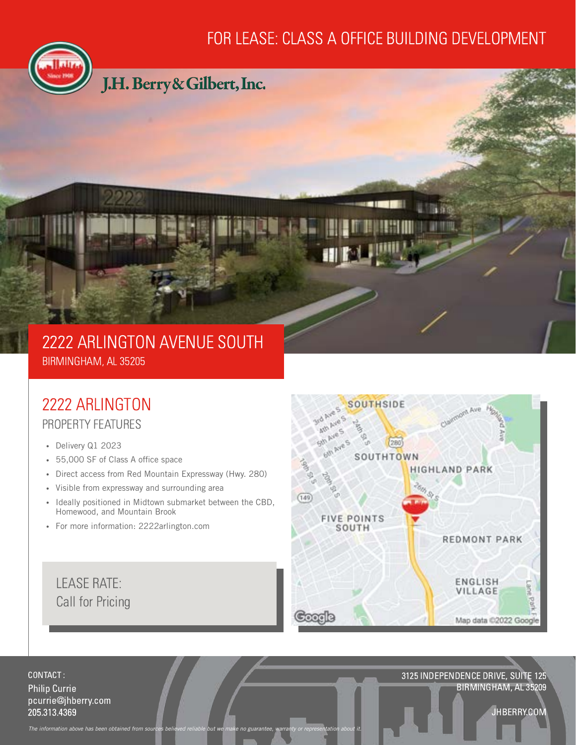FOR LEASE: CLASS A OFFICE BUILDING DEVELOPMENT

J.H. Berry & Gilbert, Inc.

# 2222 ARLINGTON AVENUE SOUTH

BIRMINGHAM, AL 35205

## 2222 ARLINGTON

### PROPERTY FEATURES

- Delivery Q1 2023
- 55,000 SF of Class A office space
- Direct access from Red Mountain Expressway (Hwy. 280)
- Visible from expressway and surrounding area
- Ideally positioned in Midtown submarket between the CBD, Homewood, and Mountain Brook
- For more information: 2222arlington.com

LEASE RATE:
Call for Pricing

CONTACT:
Philip Currie
pcurrie@jhberry.com
205.313.4369

3125 INDEPENDENCE DRIVE, SUITE 125
BIRMINGHAM, AL 35209

JHBERRY.COM

*The information above has been obtained from sources believed reliable but we make no guarantee, warranty or representation about it.*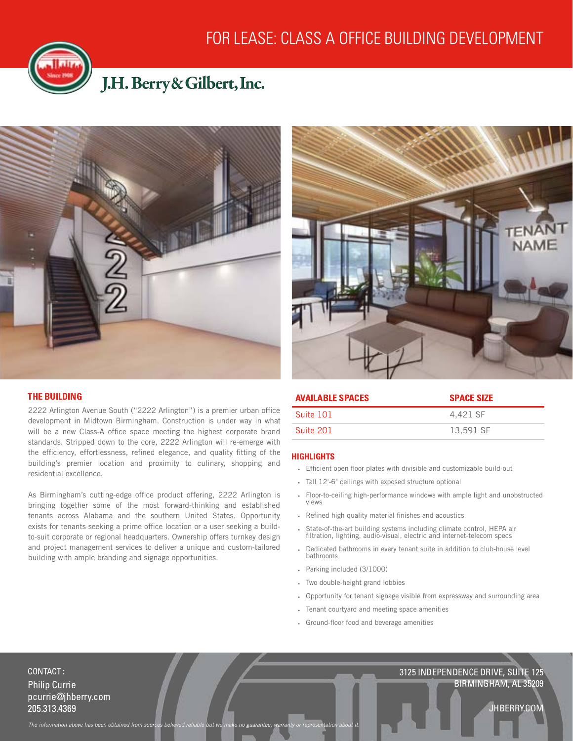# FOR LEASE: CLASS A OFFICE BUILDING DEVELOPMENT

J.H. Berry & Gilbert, Inc.

## THE BUILDING

2222 Arlington Avenue South ("2222 Arlington") is a premier urban office development in Midtown Birmingham. Construction is under way in what will be a new Class-A office space meeting the highest corporate brand standards. Stripped down to the core, 2222 Arlington will re-emerge with the efficiency, effortlessness, refined elegance, and quality fitting of the building's premier location and proximity to culinary, shopping and residential excellence.

As Birmingham's cutting-edge office product offering, 2222 Arlington is bringing together some of the most forward-thinking and established tenants across Alabama and the southern United States. Opportunity exists for tenants seeking a prime office location or a user seeking a build-to-suit corporate or regional headquarters. Ownership offers turnkey design and project management services to deliver a unique and custom-tailored building with ample branding and signage opportunities.

| AVAILABLE SPACES | SPACE SIZE |
|---|---|
| Suite 101 | 4,421 SF |
| Suite 201 | 13,591 SF |

## HIGHLIGHTS

- Efficient open floor plates with divisible and customizable build-out
- Tall 12'-6" ceilings with exposed structure optional
- Floor-to-ceiling high-performance windows with ample light and unobstructed views
- Refined high quality material finishes and acoustics
- State-of-the-art building systems including climate control, HEPA air filtration, lighting, audio-visual, electric and internet-telecom specs
- Dedicated bathrooms in every tenant suite in addition to club-house level bathrooms
- Parking included (3/1000)
- Two double-height grand lobbies
- Opportunity for tenant signage visible from expressway and surrounding area
- Tenant courtyard and meeting space amenities
- Ground-floor food and beverage amenities

CONTACT:
Philip Currie
pcurrie@jhberry.com
205.313.4369

3125 INDEPENDENCE DRIVE, SUITE 125
BIRMINGHAM, AL 35209

JHBERRY.COM

*The information above has been obtained from sources believed reliable but we make no guarantee, warranty or representation about it.*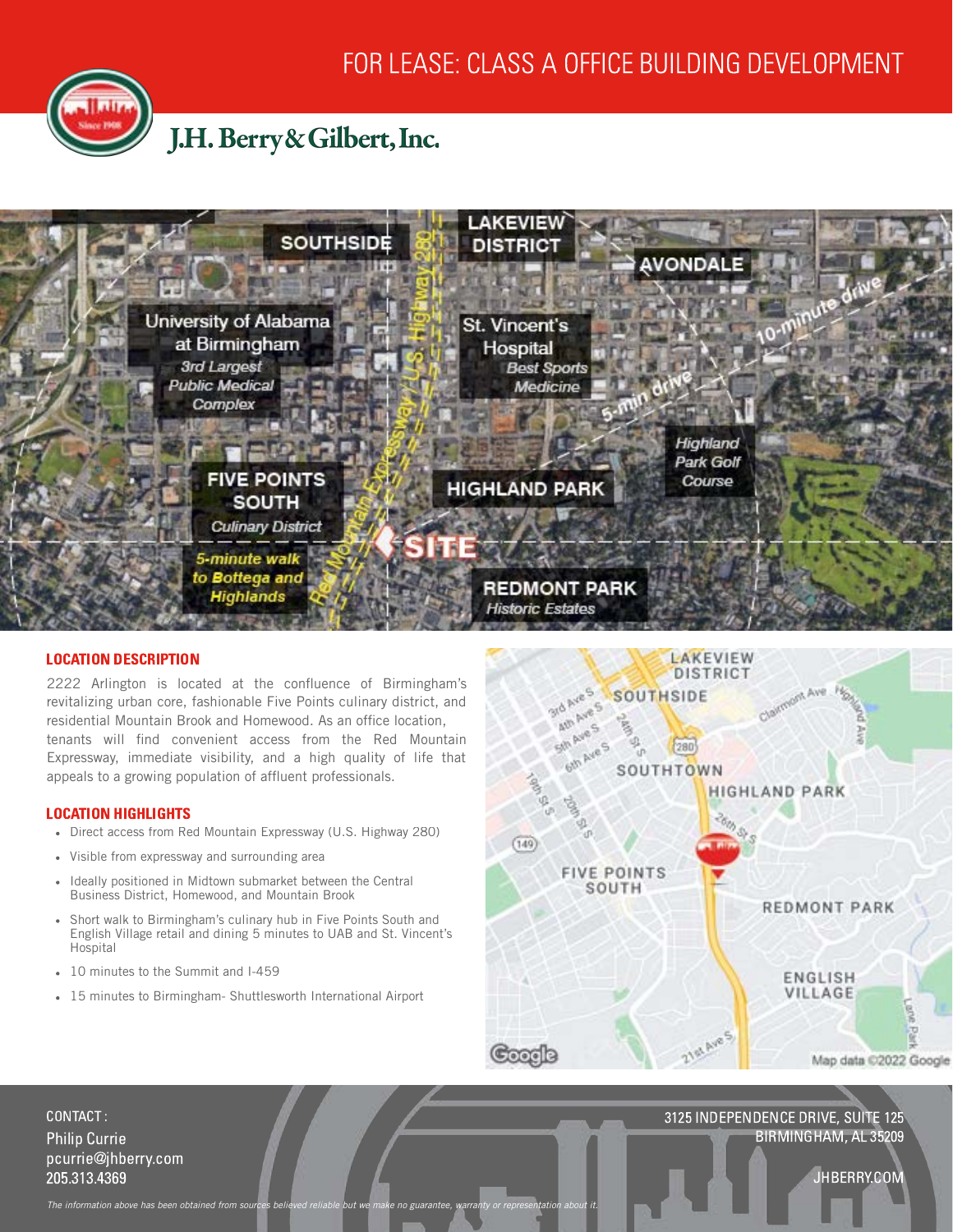# FOR LEASE: CLASS A OFFICE BUILDING DEVELOPMENT

J.H. Berry & Gilbert, Inc.

SOUTHSIDE
LAKEVIEW DISTRICT
AVONDALE
University of Alabama at Birmingham
*3rd Largest Public Medical Complex*
St. Vincent's Hospital
*Best Sports Medicine*
10-minute drive
5-min drive
Red Mountain Expressway / U.S. Highway 280
Highland Park Golf Course
FIVE POINTS SOUTH
*Culinary District*
HIGHLAND PARK
SITE
*5-minute walk to Bottega and Highlands*
REDMONT PARK
*Historic Estates*

## LOCATION DESCRIPTION

2222 Arlington is located at the confluence of Birmingham's revitalizing urban core, fashionable Five Points culinary district, and residential Mountain Brook and Homewood. As an office location, tenants will find convenient access from the Red Mountain Expressway, immediate visibility, and a high quality of life that appeals to a growing population of affluent professionals.

## LOCATION HIGHLIGHTS

- Direct access from Red Mountain Expressway (U.S. Highway 280)
- Visible from expressway and surrounding area
- Ideally positioned in Midtown submarket between the Central Business District, Homewood, and Mountain Brook
- Short walk to Birmingham's culinary hub in Five Points South and English Village retail and dining 5 minutes to UAB and St. Vincent's Hospital
- 10 minutes to the Summit and I-459
- 15 minutes to Birmingham- Shuttlesworth International Airport

LAKEVIEW DISTRICT
SOUTHSIDE
3rd Ave S
4th Ave S
5th Ave S
6th Ave S
24th St S
280
Clairmont Ave
Highland Ave
SOUTHTOWN
HIGHLAND PARK
19th St S
20th St S
26th St S
149
FIVE POINTS SOUTH
REDMONT PARK
ENGLISH VILLAGE
21st Ave S
Lane Park
Google
Map data ©2022 Google

CONTACT:
Philip Currie
pcurrie@jhberry.com
205.313.4369

3125 INDEPENDENCE DRIVE, SUITE 125
BIRMINGHAM, AL 35209

JHBERRY.COM

*The information above has been obtained from sources believed reliable but we make no guarantee, warranty or representation about it.*